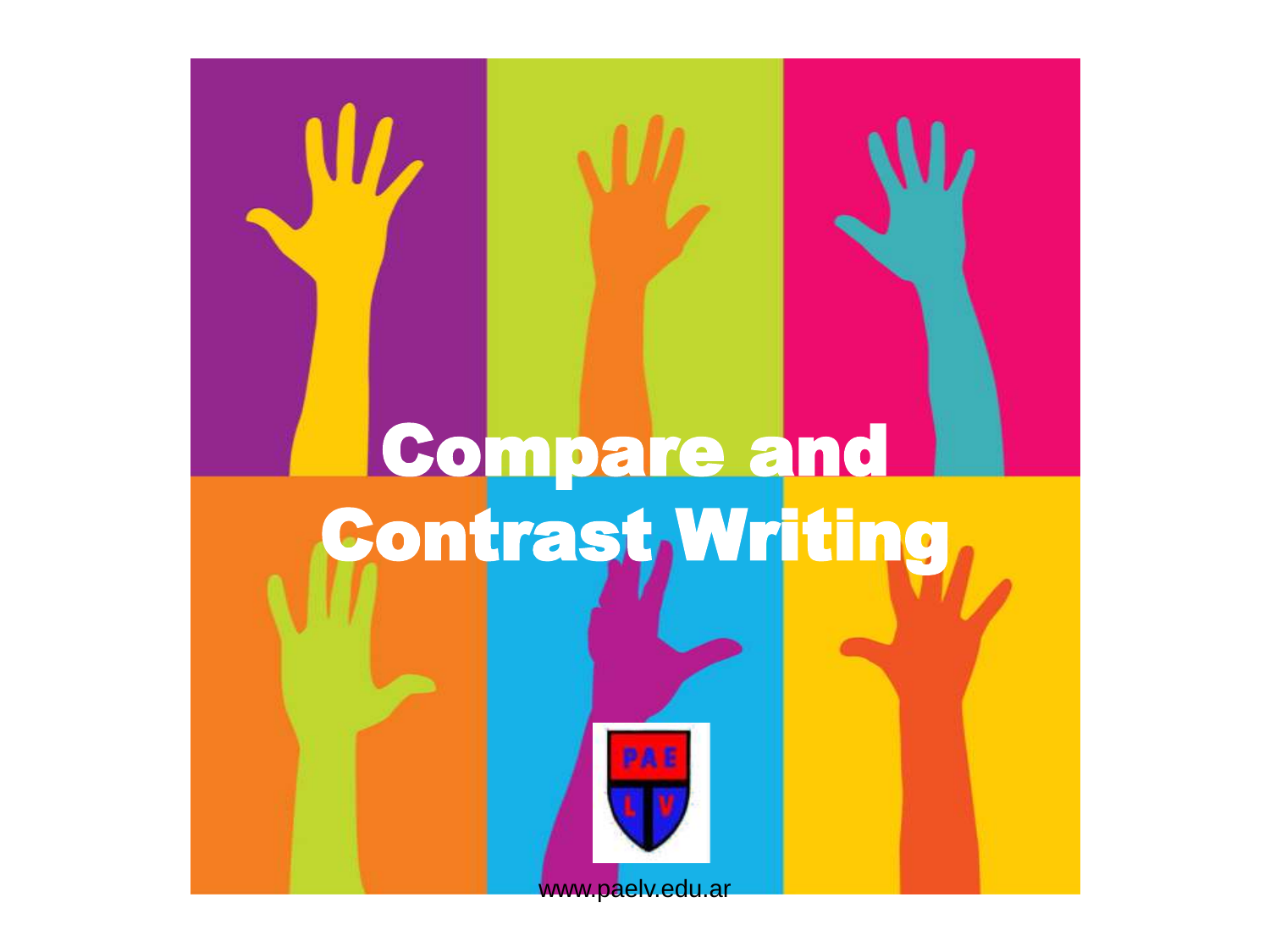# Compare and Contrast Writing

www.paelv.edu.ar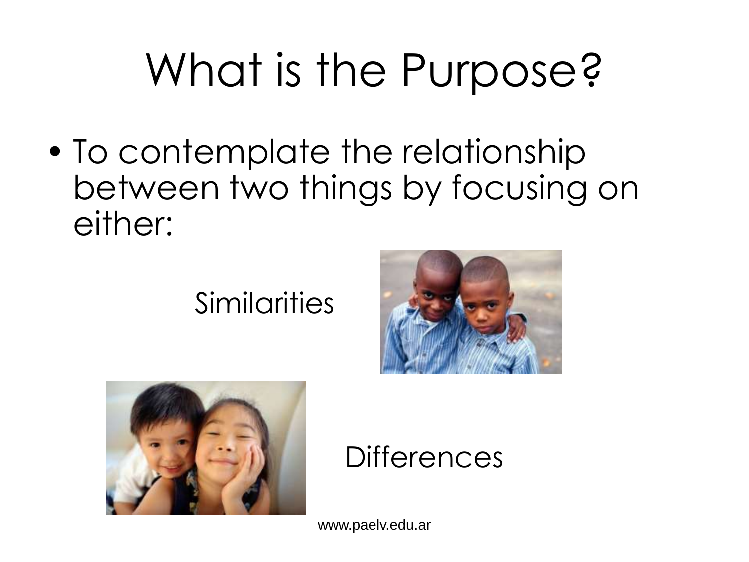# What is the Purpose?

- To contemplate the relationship between two things by focusing on either:

Similarities

Differences

www.paelv.edu.ar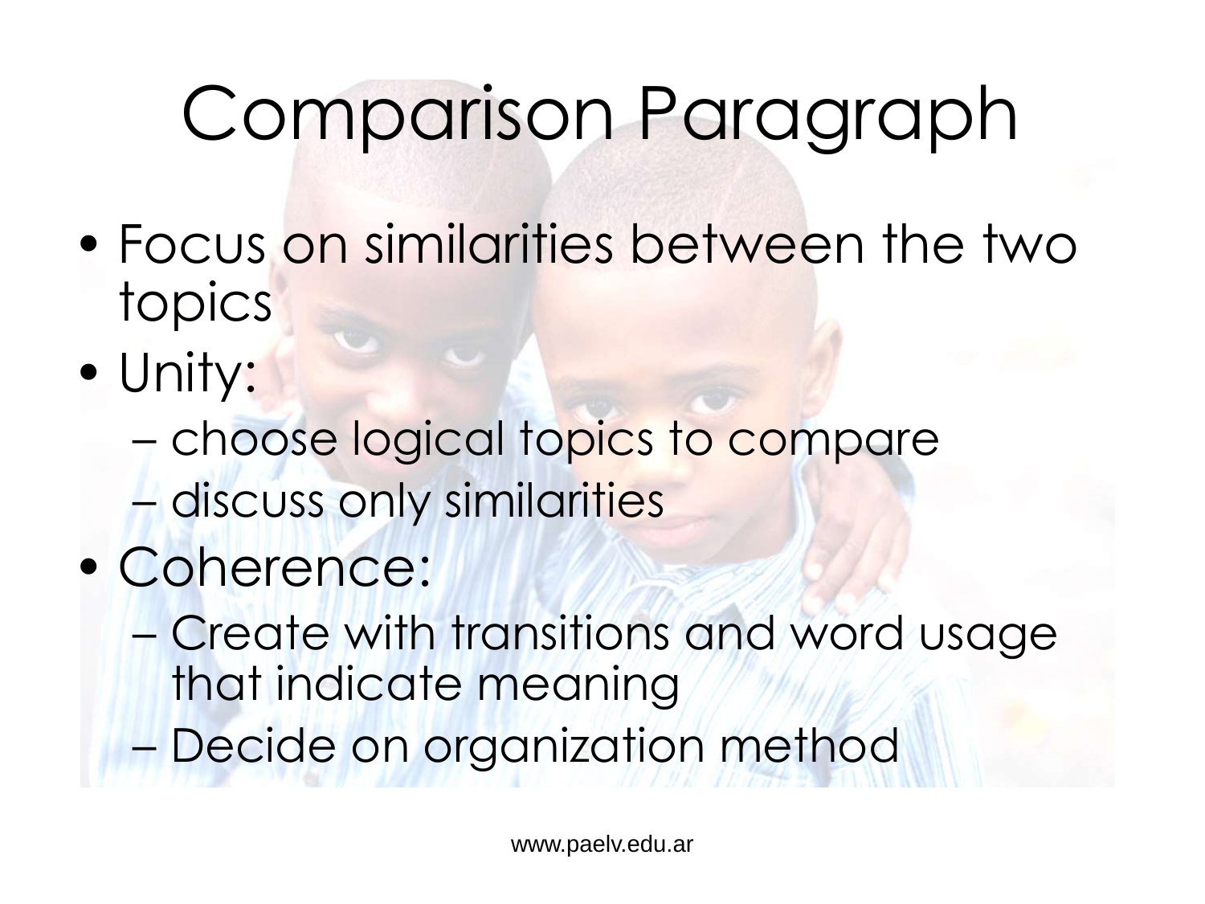# Comparison Paragraph

- Focus on similarities between the two topics
- Unity:
  - choose logical topics to compare
  - discuss only similarities
- Coherence:
  - Create with transitions and word usage that indicate meaning
  - Decide on organization method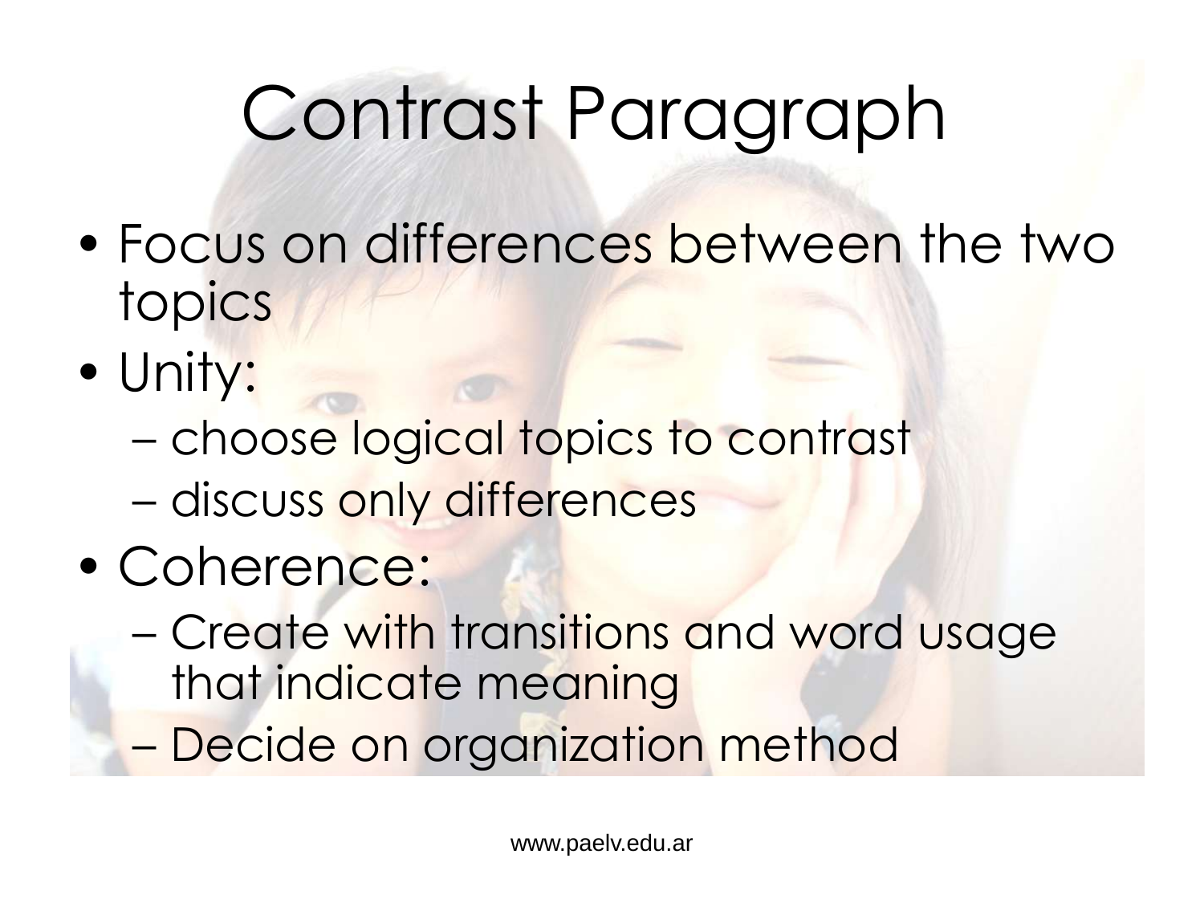# Contrast Paragraph

- Focus on differences between the two topics
- Unity:
  - choose logical topics to contrast
  - discuss only differences
- Coherence:
  - Create with transitions and word usage that indicate meaning
  - Decide on organization method

www.paelv.edu.ar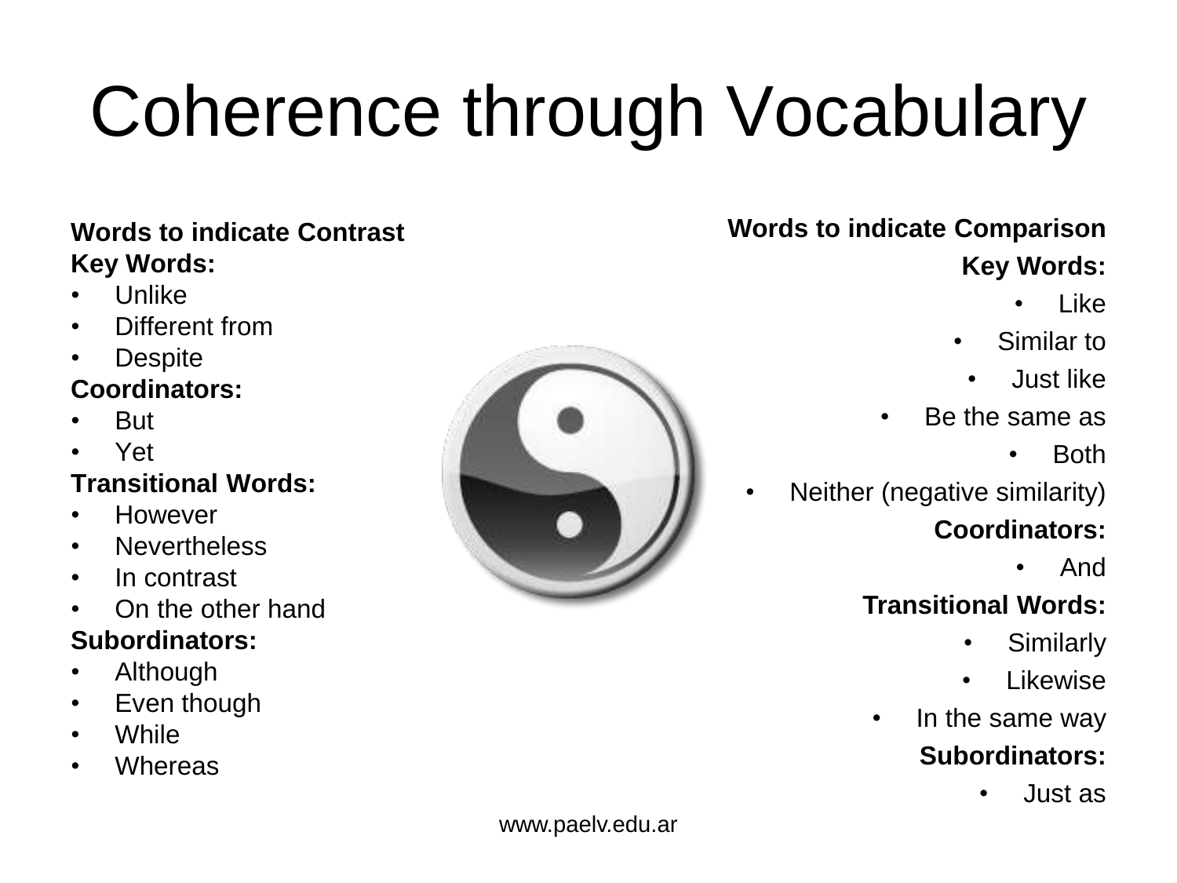# Coherence through Vocabulary

**Words to indicate Contrast**

**Key Words:**

- Unlike
- Different from
- Despite

**Coordinators:**

- But
- Yet

**Transitional Words:**

- However
- Nevertheless
- In contrast
- On the other hand

**Subordinators:**

- Although
- Even though
- While
- Whereas

**Words to indicate Comparison**

**Key Words:**

- Like
- Similar to
- Just like
- Be the same as
- Both
- Neither (negative similarity)

**Coordinators:**

- And

**Transitional Words:**

- Similarly
- Likewise
- In the same way

**Subordinators:**

- Just as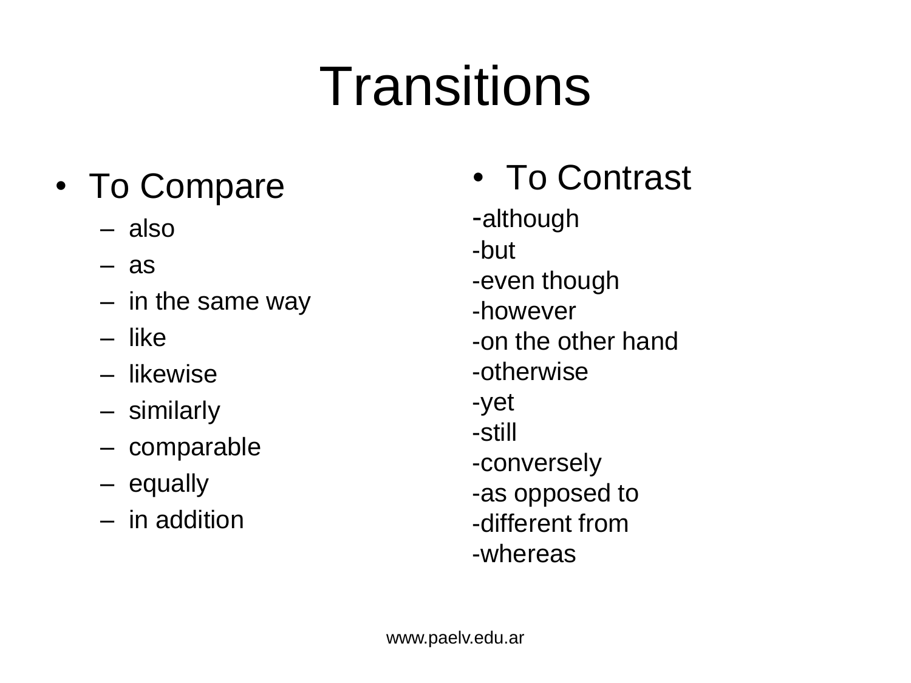# Transitions

- To Compare
  - also
  - as
  - in the same way
  - like
  - likewise
  - similarly
  - comparable
  - equally
  - in addition

- To Contrast

-although
-but
-even though
-however
-on the other hand
-otherwise
-yet
-still
-conversely
-as opposed to
-different from
-whereas

www.paelv.edu.ar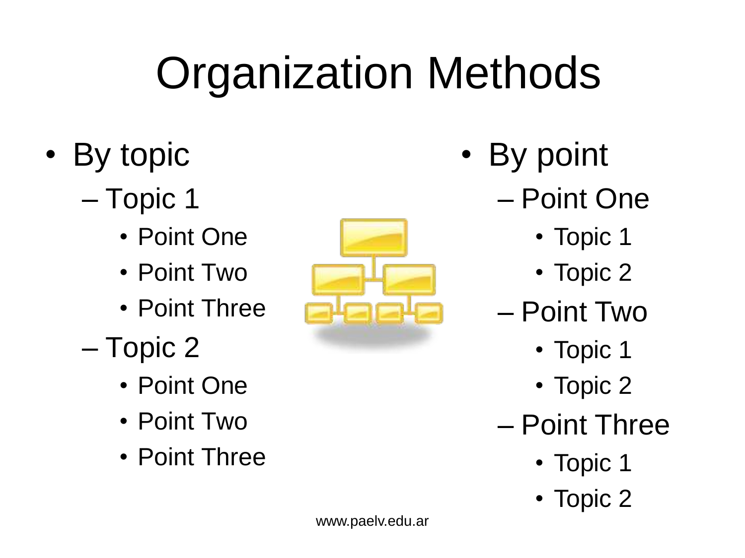# Organization Methods

- By topic
  - Topic 1
    - Point One
    - Point Two
    - Point Three
  - Topic 2
    - Point One
    - Point Two
    - Point Three

- By point
  - Point One
    - Topic 1
    - Topic 2
  - Point Two
    - Topic 1
    - Topic 2
  - Point Three
    - Topic 1
    - Topic 2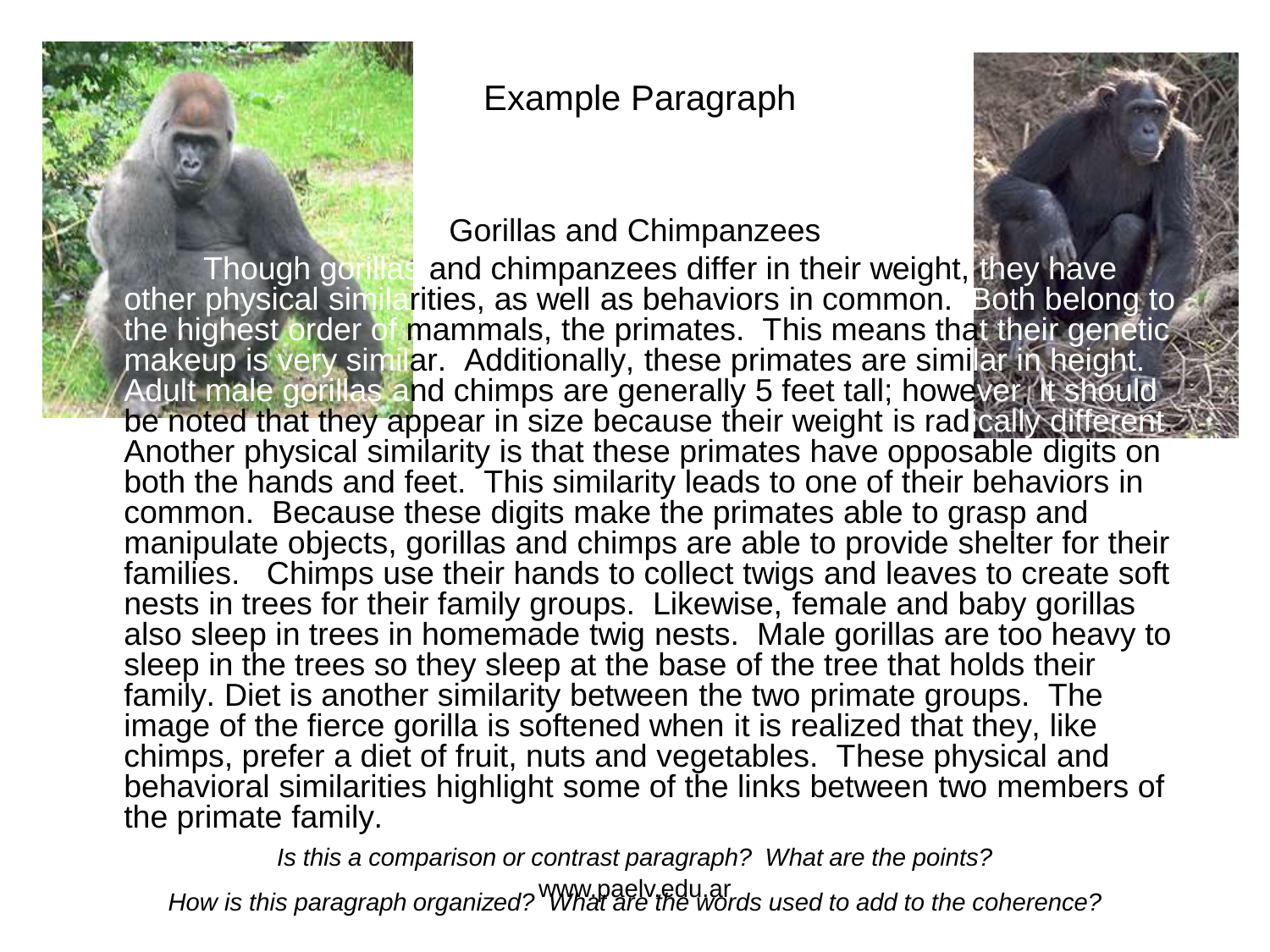Example Paragraph

Gorillas and Chimpanzees

Though gorillas and chimpanzees differ in their weight, they have other physical similarities, as well as behaviors in common. Both belong to the highest order of mammals, the primates. This means that their genetic makeup is very similar. Additionally, these primates are similar in height. Adult male gorillas and chimps are generally 5 feet tall; however, it should be noted that they appear in size because their weight is radically different. Another physical similarity is that these primates have opposable digits on both the hands and feet. This similarity leads to one of their behaviors in common. Because these digits make the primates able to grasp and manipulate objects, gorillas and chimps are able to provide shelter for their families. Chimps use their hands to collect twigs and leaves to create soft nests in trees for their family groups. Likewise, female and baby gorillas also sleep in trees in homemade twig nests. Male gorillas are too heavy to sleep in the trees so they sleep at the base of the tree that holds their family. Diet is another similarity between the two primate groups. The image of the fierce gorilla is softened when it is realized that they, like chimps, prefer a diet of fruit, nuts and vegetables. These physical and behavioral similarities highlight some of the links between two members of the primate family.

*Is this a comparison or contrast paragraph? What are the points?*

*How is this paragraph organized? What are the words used to add to the coherence?*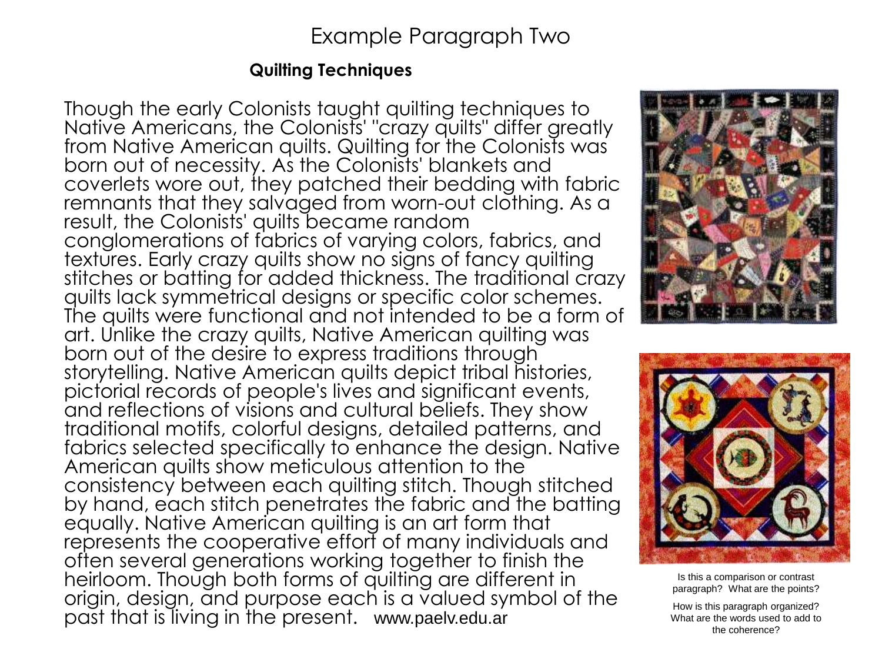# Example Paragraph Two

**Quilting Techniques**

Though the early Colonists taught quilting techniques to Native Americans, the Colonists' "crazy quilts" differ greatly from Native American quilts. Quilting for the Colonists was born out of necessity. As the Colonists' blankets and coverlets wore out, they patched their bedding with fabric remnants that they salvaged from worn-out clothing. As a result, the Colonists' quilts became random conglomerations of fabrics of varying colors, fabrics, and textures. Early crazy quilts show no signs of fancy quilting stitches or batting for added thickness. The traditional crazy quilts lack symmetrical designs or specific color schemes. The quilts were functional and not intended to be a form of art. Unlike the crazy quilts, Native American quilting was born out of the desire to express traditions through storytelling. Native American quilts depict tribal histories, pictorial records of people's lives and significant events, and reflections of visions and cultural beliefs. They show traditional motifs, colorful designs, detailed patterns, and fabrics selected specifically to enhance the design. Native American quilts show meticulous attention to the consistency between each quilting stitch. Though stitched by hand, each stitch penetrates the fabric and the batting equally. Native American quilting is an art form that represents the cooperative effort of many individuals and often several generations working together to finish the heirloom. Though both forms of quilting are different in origin, design, and purpose each is a valued symbol of the past that is living in the present. www.paelv.edu.ar

Is this a comparison or contrast paragraph? What are the points?

How is this paragraph organized? What are the words used to add to the coherence?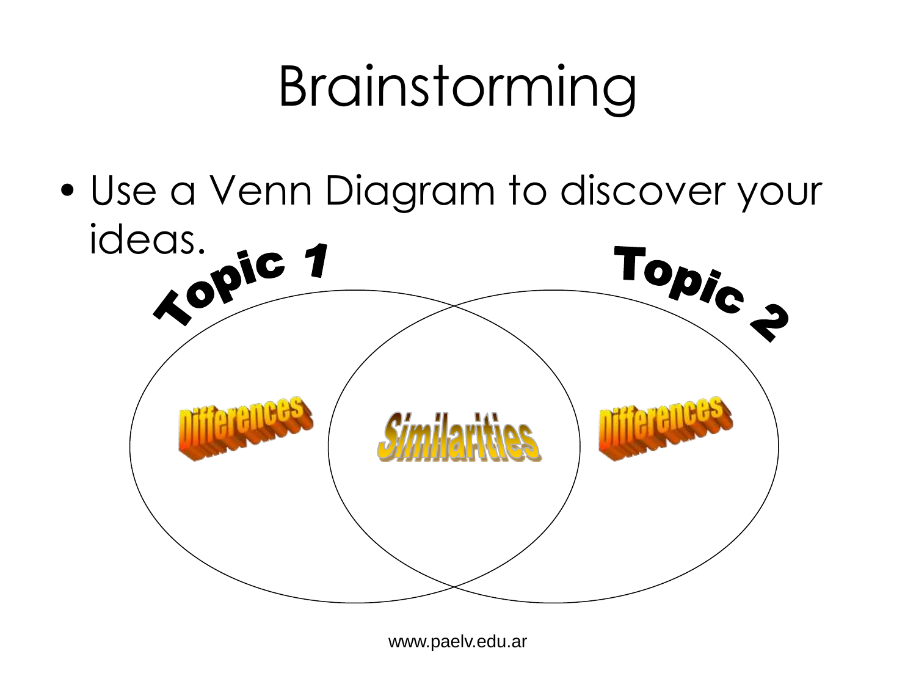# Brainstorming

- Use a Venn Diagram to discover your ideas.

Topic 1

Topic 2

Differences

Similarities

Differences

www.paelv.edu.ar